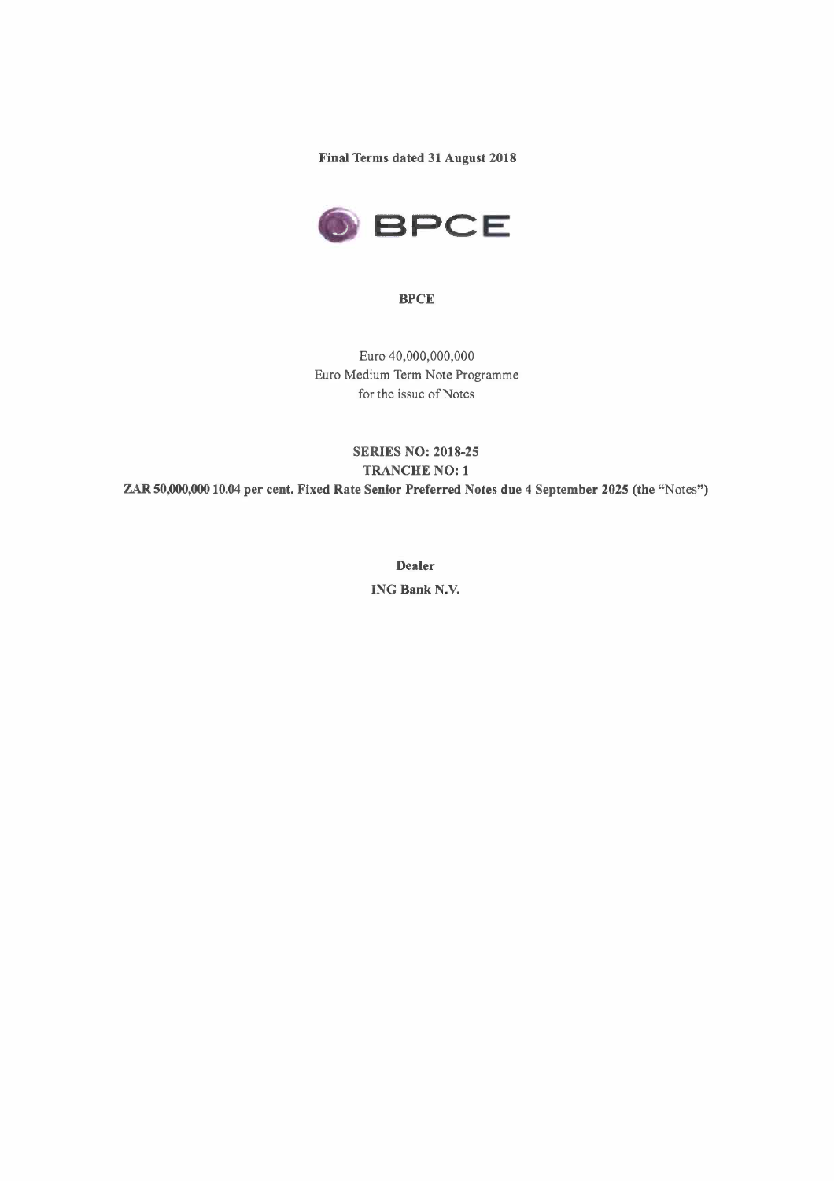**Final Terms dated 31 August 2018**

BPCE

**BPCE**

Euro 40,000,000,000
Euro Medium Term Note Programme
for the issue of Notes

**SERIES NO: 2018-25**
**TRANCHE NO: 1**
**ZAR 50,000,000 10.04 per cent. Fixed Rate Senior Preferred Notes due 4 September 2025 (the "Notes")**

**Dealer**

**ING Bank N.V.**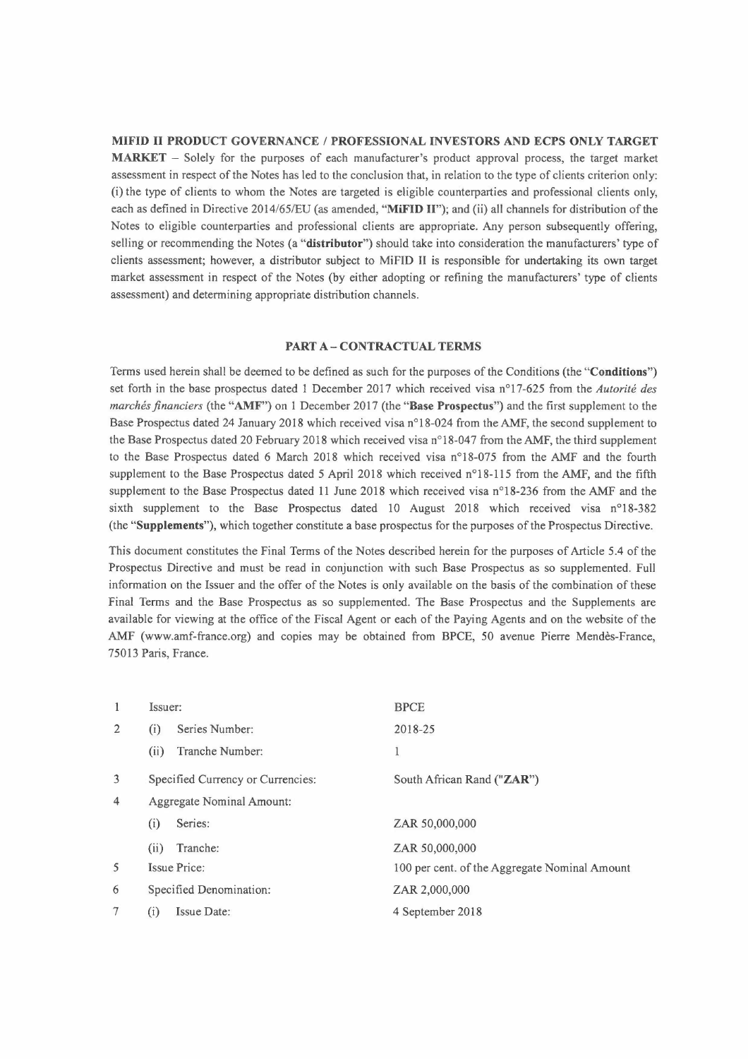**MIFID II PRODUCT GOVERNANCE / PROFESSIONAL INVESTORS AND ECPS ONLY TARGET MARKET** – Solely for the purposes of each manufacturer's product approval process, the target market assessment in respect of the Notes has led to the conclusion that, in relation to the type of clients criterion only: (i) the type of clients to whom the Notes are targeted is eligible counterparties and professional clients only, each as defined in Directive 2014/65/EU (as amended, "**MiFID II**"); and (ii) all channels for distribution of the Notes to eligible counterparties and professional clients are appropriate. Any person subsequently offering, selling or recommending the Notes (a "**distributor**") should take into consideration the manufacturers' type of clients assessment; however, a distributor subject to MiFID II is responsible for undertaking its own target market assessment in respect of the Notes (by either adopting or refining the manufacturers' type of clients assessment) and determining appropriate distribution channels.

## PART A – CONTRACTUAL TERMS

Terms used herein shall be deemed to be defined as such for the purposes of the Conditions (the "**Conditions**") set forth in the base prospectus dated 1 December 2017 which received visa n°17-625 from the *Autorité des marchés financiers* (the "**AMF**") on 1 December 2017 (the "**Base Prospectus**") and the first supplement to the Base Prospectus dated 24 January 2018 which received visa n°18-024 from the AMF, the second supplement to the Base Prospectus dated 20 February 2018 which received visa n°18-047 from the AMF, the third supplement to the Base Prospectus dated 6 March 2018 which received visa n°18-075 from the AMF and the fourth supplement to the Base Prospectus dated 5 April 2018 which received n°18-115 from the AMF, and the fifth supplement to the Base Prospectus dated 11 June 2018 which received visa n°18-236 from the AMF and the sixth supplement to the Base Prospectus dated 10 August 2018 which received visa n°18-382 (the "**Supplements**"), which together constitute a base prospectus for the purposes of the Prospectus Directive.

This document constitutes the Final Terms of the Notes described herein for the purposes of Article 5.4 of the Prospectus Directive and must be read in conjunction with such Base Prospectus as so supplemented. Full information on the Issuer and the offer of the Notes is only available on the basis of the combination of these Final Terms and the Base Prospectus as so supplemented. The Base Prospectus and the Supplements are available for viewing at the office of the Fiscal Agent or each of the Paying Agents and on the website of the AMF (www.amf-france.org) and copies may be obtained from BPCE, 50 avenue Pierre Mendès-France, 75013 Paris, France.

| | | |
|---|---|---|
| 1 | Issuer: | BPCE |
| 2 | (i) Series Number: | 2018-25 |
| | (ii) Tranche Number: | 1 |
| 3 | Specified Currency or Currencies: | South African Rand ("**ZAR**") |
| 4 | Aggregate Nominal Amount: | |
| | (i) Series: | ZAR 50,000,000 |
| | (ii) Tranche: | ZAR 50,000,000 |
| 5 | Issue Price: | 100 per cent. of the Aggregate Nominal Amount |
| 6 | Specified Denomination: | ZAR 2,000,000 |
| 7 | (i) Issue Date: | 4 September 2018 |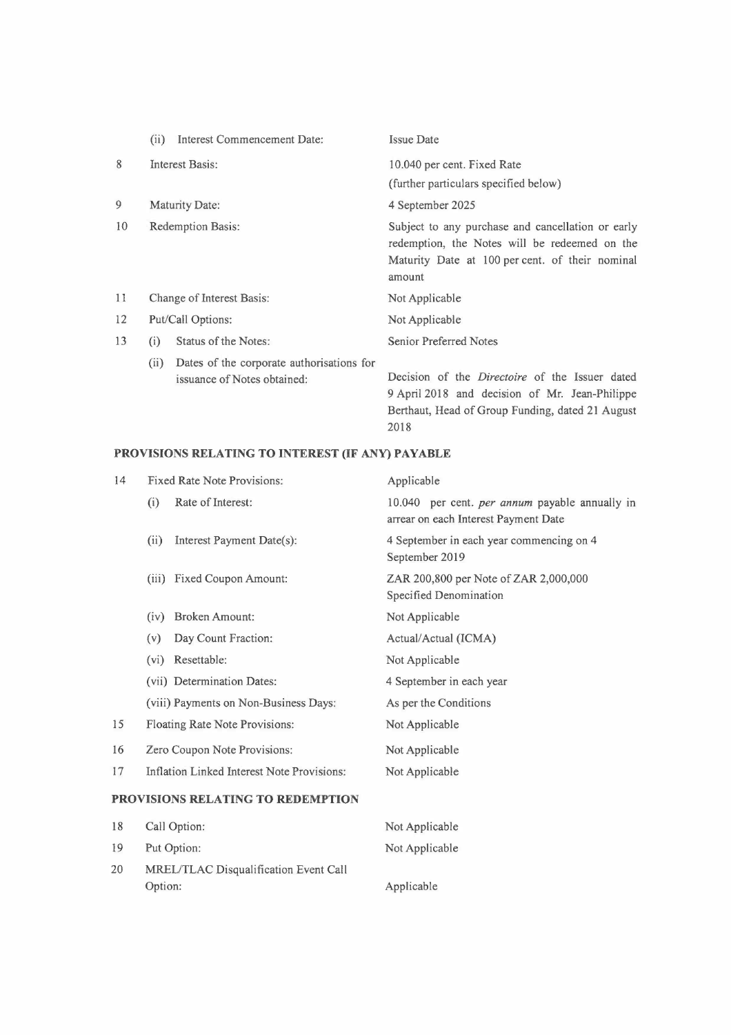| | | |
|---|---|---|
| | (ii) Interest Commencement Date: | Issue Date |
| 8 | Interest Basis: | 10.040 per cent. Fixed Rate<br>(further particulars specified below) |
| 9 | Maturity Date: | 4 September 2025 |
| 10 | Redemption Basis: | Subject to any purchase and cancellation or early redemption, the Notes will be redeemed on the Maturity Date at 100 per cent. of their nominal amount |
| 11 | Change of Interest Basis: | Not Applicable |
| 12 | Put/Call Options: | Not Applicable |
| 13 | (i) Status of the Notes: | Senior Preferred Notes |
| | (ii) Dates of the corporate authorisations for issuance of Notes obtained: | Decision of the *Directoire* of the Issuer dated 9 April 2018 and decision of Mr. Jean-Philippe Berthaut, Head of Group Funding, dated 21 August 2018 |

**PROVISIONS RELATING TO INTEREST (IF ANY) PAYABLE**

| | | |
|---|---|---|
| 14 | Fixed Rate Note Provisions: | Applicable |
| | (i) Rate of Interest: | 10.040 per cent. *per annum* payable annually in arrear on each Interest Payment Date |
| | (ii) Interest Payment Date(s): | 4 September in each year commencing on 4 September 2019 |
| | (iii) Fixed Coupon Amount: | ZAR 200,800 per Note of ZAR 2,000,000 Specified Denomination |
| | (iv) Broken Amount: | Not Applicable |
| | (v) Day Count Fraction: | Actual/Actual (ICMA) |
| | (vi) Resettable: | Not Applicable |
| | (vii) Determination Dates: | 4 September in each year |
| | (viii) Payments on Non-Business Days: | As per the Conditions |
| 15 | Floating Rate Note Provisions: | Not Applicable |
| 16 | Zero Coupon Note Provisions: | Not Applicable |
| 17 | Inflation Linked Interest Note Provisions: | Not Applicable |

**PROVISIONS RELATING TO REDEMPTION**

| | | |
|---|---|---|
| 18 | Call Option: | Not Applicable |
| 19 | Put Option: | Not Applicable |
| 20 | MREL/TLAC Disqualification Event Call Option: | Applicable |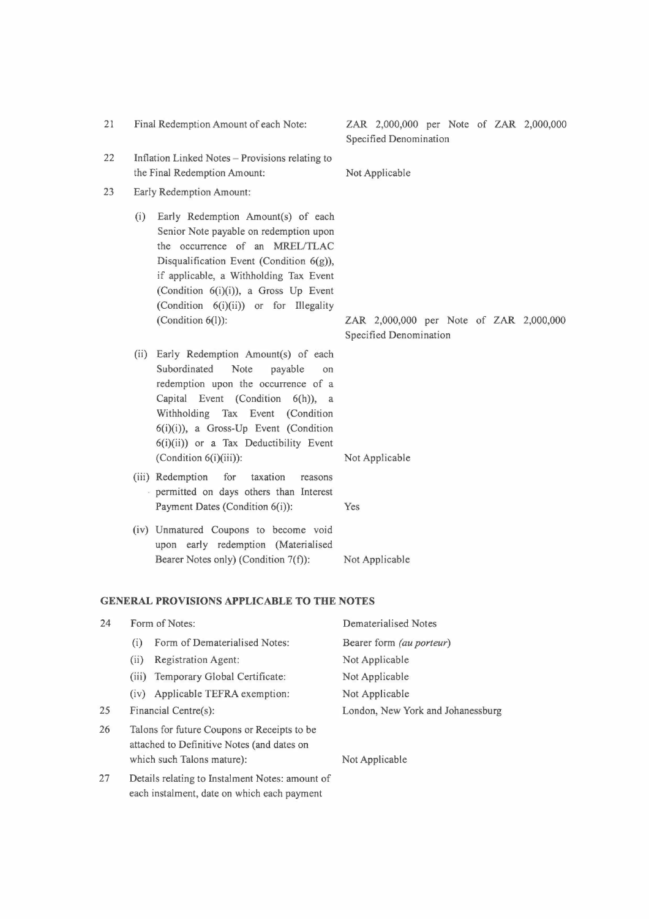| | | |
|---|---|---|
| 21 | Final Redemption Amount of each Note: | ZAR 2,000,000 per Note of ZAR 2,000,000 Specified Denomination |
| 22 | Inflation Linked Notes – Provisions relating to the Final Redemption Amount: | Not Applicable |
| 23 | Early Redemption Amount: | |
| | (i) Early Redemption Amount(s) of each Senior Note payable on redemption upon the occurrence of an MREL/TLAC Disqualification Event (Condition 6(g)), if applicable, a Withholding Tax Event (Condition 6(i)(i)), a Gross Up Event (Condition 6(i)(ii)) or for Illegality (Condition 6(l)): | ZAR 2,000,000 per Note of ZAR 2,000,000 Specified Denomination |
| | (ii) Early Redemption Amount(s) of each Subordinated Note payable on redemption upon the occurrence of a Capital Event (Condition 6(h)), a Withholding Tax Event (Condition 6(i)(i)), a Gross-Up Event (Condition 6(i)(ii)) or a Tax Deductibility Event (Condition 6(i)(iii)): | Not Applicable |
| | (iii) Redemption for taxation reasons permitted on days others than Interest Payment Dates (Condition 6(i)): | Yes |
| | (iv) Unmatured Coupons to become void upon early redemption (Materialised Bearer Notes only) (Condition 7(f)): | Not Applicable |

## GENERAL PROVISIONS APPLICABLE TO THE NOTES

| | | |
|---|---|---|
| 24 | Form of Notes: | Dematerialised Notes |
| | (i) Form of Dematerialised Notes: | Bearer form *(au porteur)* |
| | (ii) Registration Agent: | Not Applicable |
| | (iii) Temporary Global Certificate: | Not Applicable |
| | (iv) Applicable TEFRA exemption: | Not Applicable |
| 25 | Financial Centre(s): | London, New York and Johanessburg |
| 26 | Talons for future Coupons or Receipts to be attached to Definitive Notes (and dates on which such Talons mature): | Not Applicable |
| 27 | Details relating to Instalment Notes: amount of each instalment, date on which each payment | |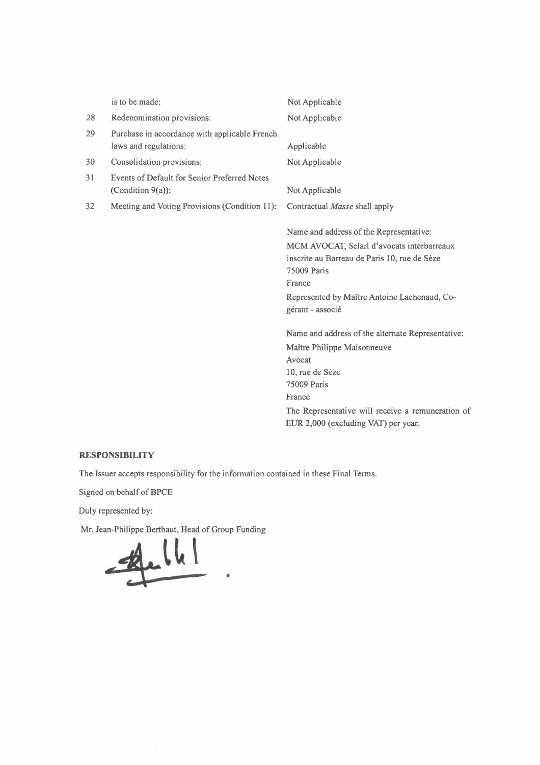| | | |
|---|---|---|
| | is to be made: | Not Applicable |
| 28 | Redenomination provisions: | Not Applicable |
| 29 | Purchase in accordance with applicable French laws and regulations: | Applicable |
| 30 | Consolidation provisions: | Not Applicable |
| 31 | Events of Default for Senior Preferred Notes (Condition 9(a)): | Not Applicable |
| 32 | Meeting and Voting Provisions (Condition 11): | Contractual *Masse* shall apply<br><br>Name and address of the Representative:<br>MCM AVOCAT, Selarl d'avocats interbarreaux inscrite au Barreau de Paris 10, rue de Sèze<br>75009 Paris<br>France<br>Represented by Maître Antoine Lachenaud, Co-gérant - associé<br><br>Name and address of the alternate Representative:<br>Maître Philippe Maisonneuve<br>Avocat<br>10, rue de Sèze<br>75009 Paris<br>France<br>The Representative will receive a remuneration of EUR 2,000 (excluding VAT) per year. |

**RESPONSIBILITY**

The Issuer accepts responsibility for the information contained in these Final Terms.

Signed on behalf of BPCE

Duly represented by:

Mr. Jean-Philippe Berthaut, Head of Group Funding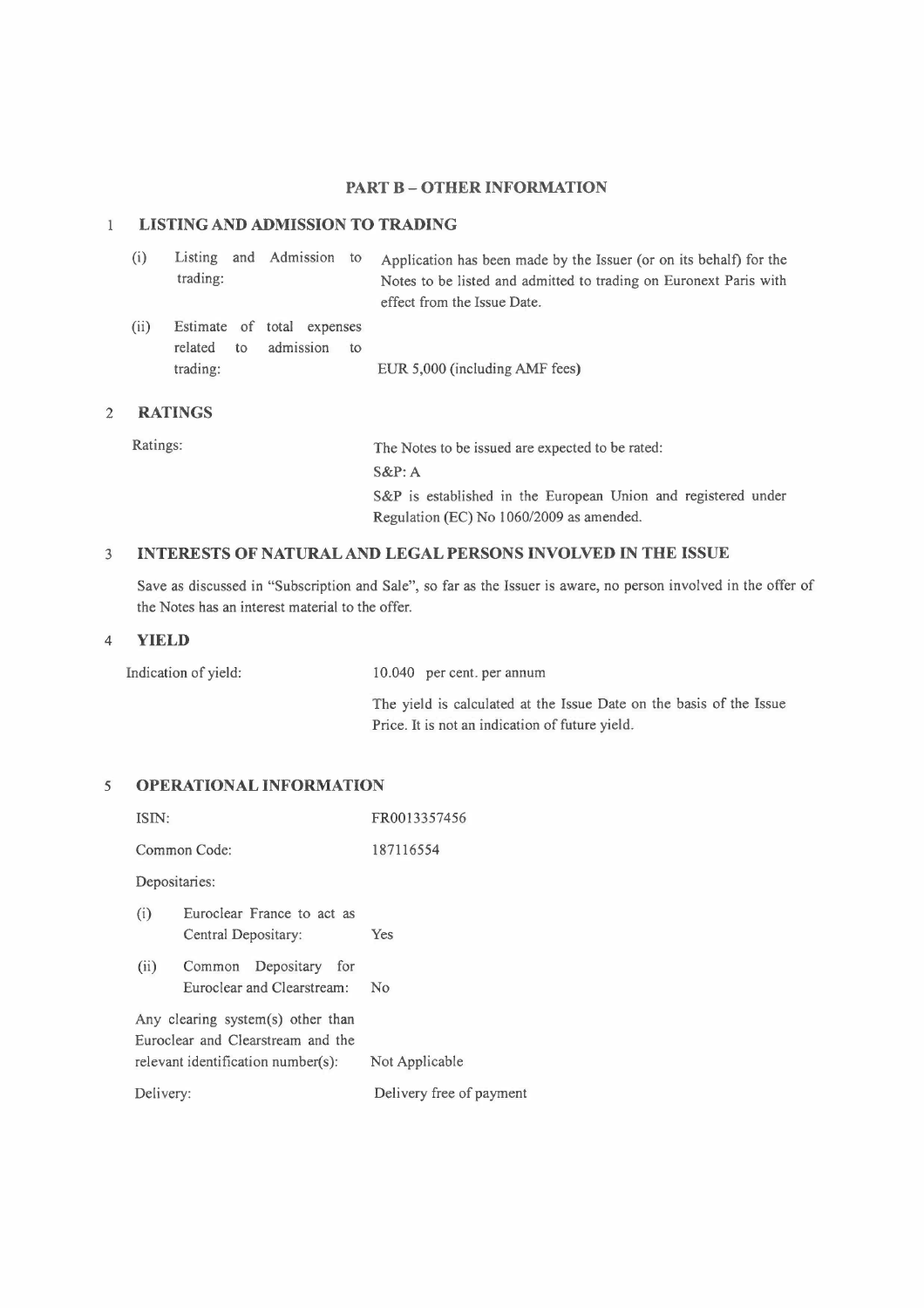## PART B – OTHER INFORMATION

### 1 LISTING AND ADMISSION TO TRADING

| | |
|---|---|
| (i) Listing and Admission to trading: | Application has been made by the Issuer (or on its behalf) for the Notes to be listed and admitted to trading on Euronext Paris with effect from the Issue Date. |
| (ii) Estimate of total expenses related to admission to trading: | EUR 5,000 (including AMF fees) |

### 2 RATINGS

| | |
|---|---|
| Ratings: | The Notes to be issued are expected to be rated:<br>S&P: A<br>S&P is established in the European Union and registered under Regulation (EC) No 1060/2009 as amended. |

### 3 INTERESTS OF NATURAL AND LEGAL PERSONS INVOLVED IN THE ISSUE

Save as discussed in "Subscription and Sale", so far as the Issuer is aware, no person involved in the offer of the Notes has an interest material to the offer.

### 4 YIELD

| | |
|---|---|
| Indication of yield: | 10.040 per cent. per annum<br>The yield is calculated at the Issue Date on the basis of the Issue Price. It is not an indication of future yield. |

### 5 OPERATIONAL INFORMATION

| | |
|---|---|
| ISIN: | FR0013357456 |
| Common Code: | 187116554 |
| Depositaries: | |
| (i) Euroclear France to act as Central Depositary: | Yes |
| (ii) Common Depositary for Euroclear and Clearstream: | No |
| Any clearing system(s) other than Euroclear and Clearstream and the relevant identification number(s): | Not Applicable |
| Delivery: | Delivery free of payment |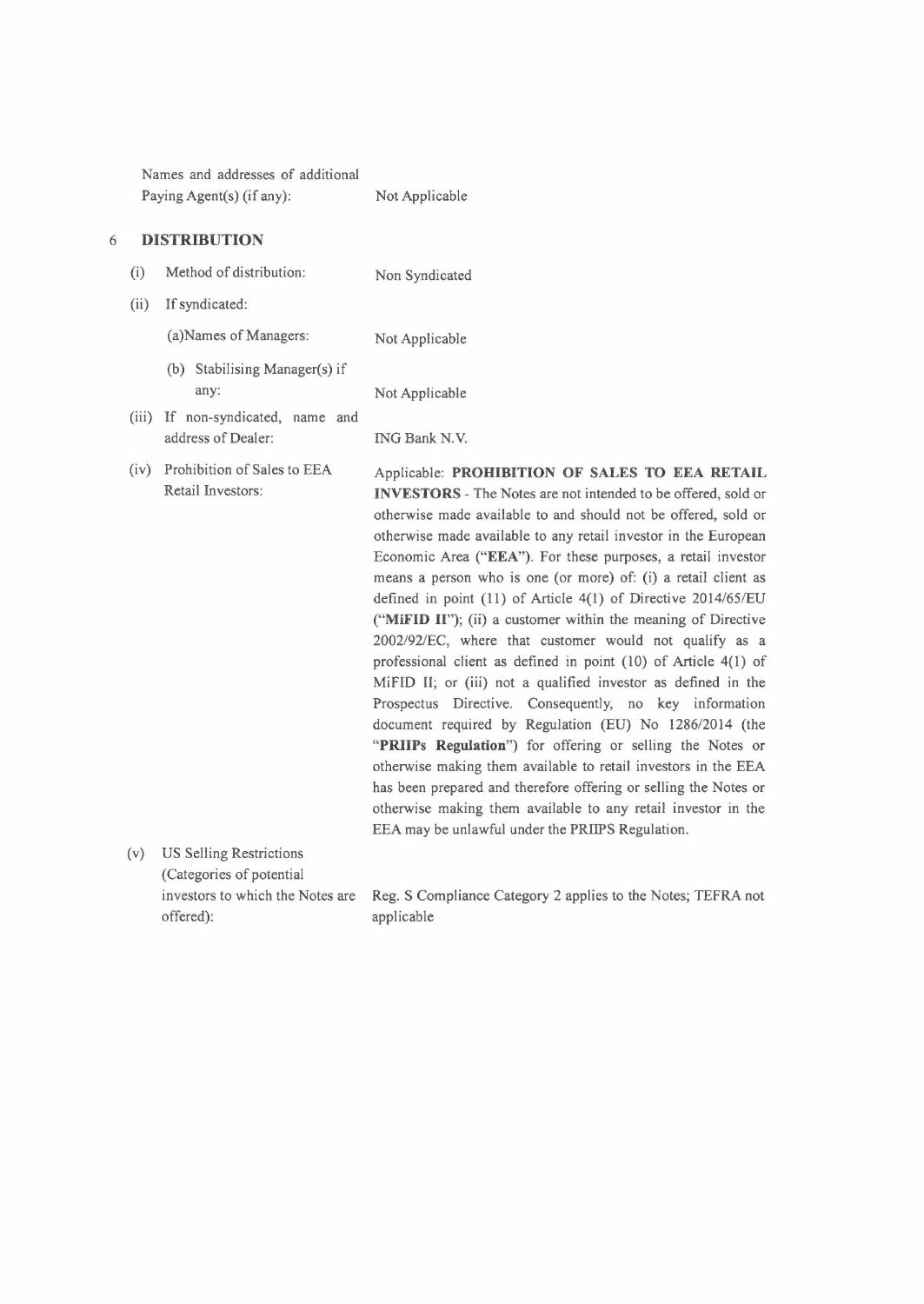| | |
|---|---|
| Names and addresses of additional Paying Agent(s) (if any): | Not Applicable |

## 6 DISTRIBUTION

| | | |
|---|---|---|
| (i) | Method of distribution: | Non Syndicated |
| (ii) | If syndicated: | |
| | (a) Names of Managers: | Not Applicable |
| | (b) Stabilising Manager(s) if any: | Not Applicable |
| (iii) | If non-syndicated, name and address of Dealer: | ING Bank N.V. |
| (iv) | Prohibition of Sales to EEA Retail Investors: | Applicable: **PROHIBITION OF SALES TO EEA RETAIL INVESTORS** - The Notes are not intended to be offered, sold or otherwise made available to and should not be offered, sold or otherwise made available to any retail investor in the European Economic Area ("**EEA**"). For these purposes, a retail investor means a person who is one (or more) of: (i) a retail client as defined in point (11) of Article 4(1) of Directive 2014/65/EU ("**MiFID II**"); (ii) a customer within the meaning of Directive 2002/92/EC, where that customer would not qualify as a professional client as defined in point (10) of Article 4(1) of MiFID II; or (iii) not a qualified investor as defined in the Prospectus Directive. Consequently, no key information document required by Regulation (EU) No 1286/2014 (the "**PRIIPs Regulation**") for offering or selling the Notes or otherwise making them available to retail investors in the EEA has been prepared and therefore offering or selling the Notes or otherwise making them available to any retail investor in the EEA may be unlawful under the PRIIPS Regulation. |
| (v) | US Selling Restrictions (Categories of potential investors to which the Notes are offered): | Reg. S Compliance Category 2 applies to the Notes; TEFRA not applicable |